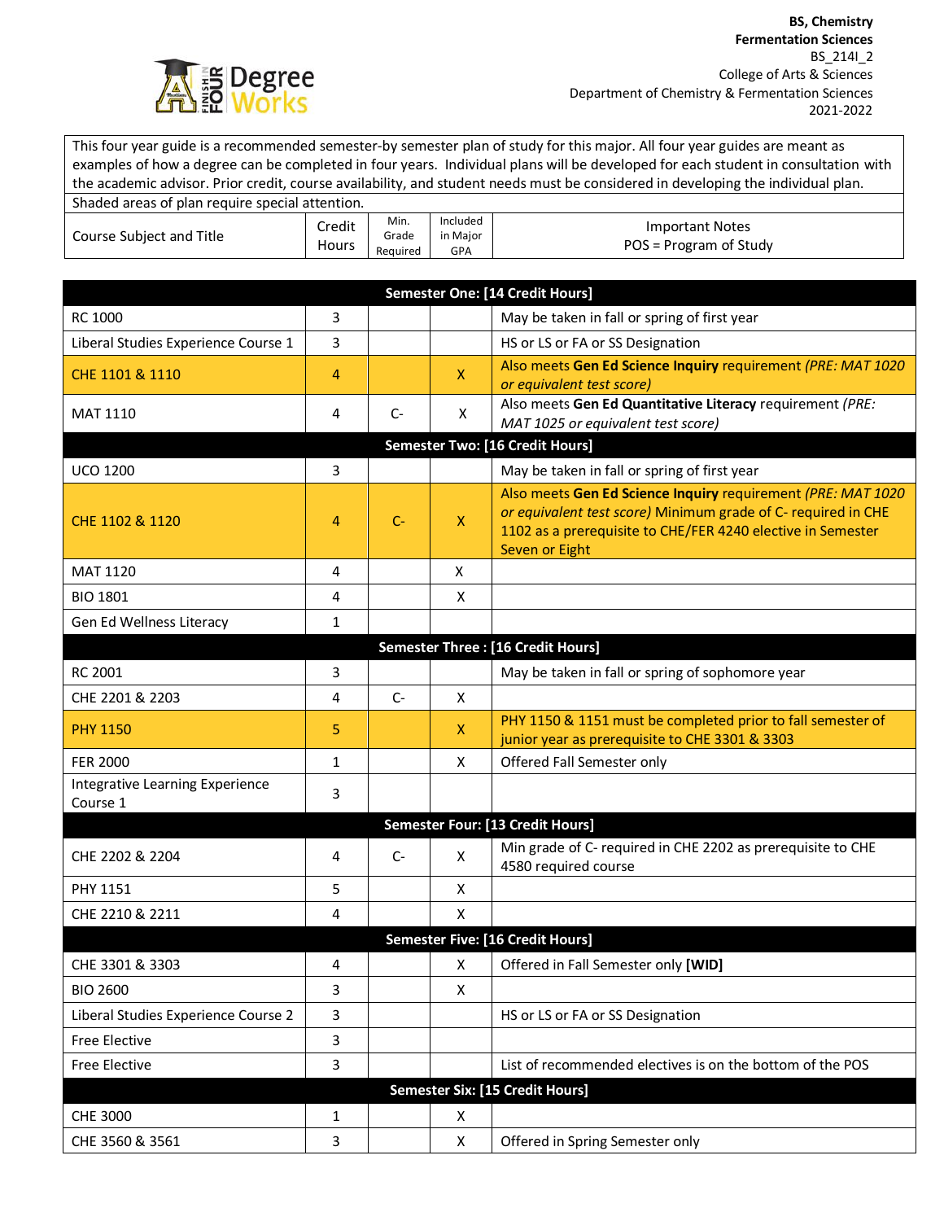**BS, Chemistry**
**Fermentation Sciences**
BS_214I_2
College of Arts & Sciences
Department of Chemistry & Fermentation Sciences
2021-2022

This four year guide is a recommended semester-by semester plan of study for this major. All four year guides are meant as examples of how a degree can be completed in four years. Individual plans will be developed for each student in consultation with the academic advisor. Prior credit, course availability, and student needs must be considered in developing the individual plan.

Shaded areas of plan require special attention.

| Course Subject and Title | Credit Hours | Min. Grade Required | Included in Major GPA | Important Notes POS = Program of Study |
|---|---|---|---|---|
| **Semester One: [14 Credit Hours]** | | | | |
| RC 1000 | 3 | | | May be taken in fall or spring of first year |
| Liberal Studies Experience Course 1 | 3 | | | HS or LS or FA or SS Designation |
| CHE 1101 & 1110 | 4 | | X | Also meets **Gen Ed Science Inquiry** requirement *(PRE: MAT 1020 or equivalent test score)* |
| MAT 1110 | 4 | C- | X | Also meets **Gen Ed Quantitative Literacy** requirement *(PRE: MAT 1025 or equivalent test score)* |
| **Semester Two: [16 Credit Hours]** | | | | |
| UCO 1200 | 3 | | | May be taken in fall or spring of first year |
| CHE 1102 & 1120 | 4 | C- | X | Also meets **Gen Ed Science Inquiry** requirement *(PRE: MAT 1020 or equivalent test score)* Minimum grade of C- required in CHE 1102 as a prerequisite to CHE/FER 4240 elective in Semester Seven or Eight |
| MAT 1120 | 4 | | X | |
| BIO 1801 | 4 | | X | |
| Gen Ed Wellness Literacy | 1 | | | |
| **Semester Three : [16 Credit Hours]** | | | | |
| RC 2001 | 3 | | | May be taken in fall or spring of sophomore year |
| CHE 2201 & 2203 | 4 | C- | X | |
| PHY 1150 | 5 | | X | PHY 1150 & 1151 must be completed prior to fall semester of junior year as prerequisite to CHE 3301 & 3303 |
| FER 2000 | 1 | | X | Offered Fall Semester only |
| Integrative Learning Experience Course 1 | 3 | | | |
| **Semester Four: [13 Credit Hours]** | | | | |
| CHE 2202 & 2204 | 4 | C- | X | Min grade of C- required in CHE 2202 as prerequisite to CHE 4580 required course |
| PHY 1151 | 5 | | X | |
| CHE 2210 & 2211 | 4 | | X | |
| **Semester Five: [16 Credit Hours]** | | | | |
| CHE 3301 & 3303 | 4 | | X | Offered in Fall Semester only **[WID]** |
| BIO 2600 | 3 | | X | |
| Liberal Studies Experience Course 2 | 3 | | | HS or LS or FA or SS Designation |
| Free Elective | 3 | | | |
| Free Elective | 3 | | | List of recommended electives is on the bottom of the POS |
| **Semester Six: [15 Credit Hours]** | | | | |
| CHE 3000 | 1 | | X | |
| CHE 3560 & 3561 | 3 | | X | Offered in Spring Semester only |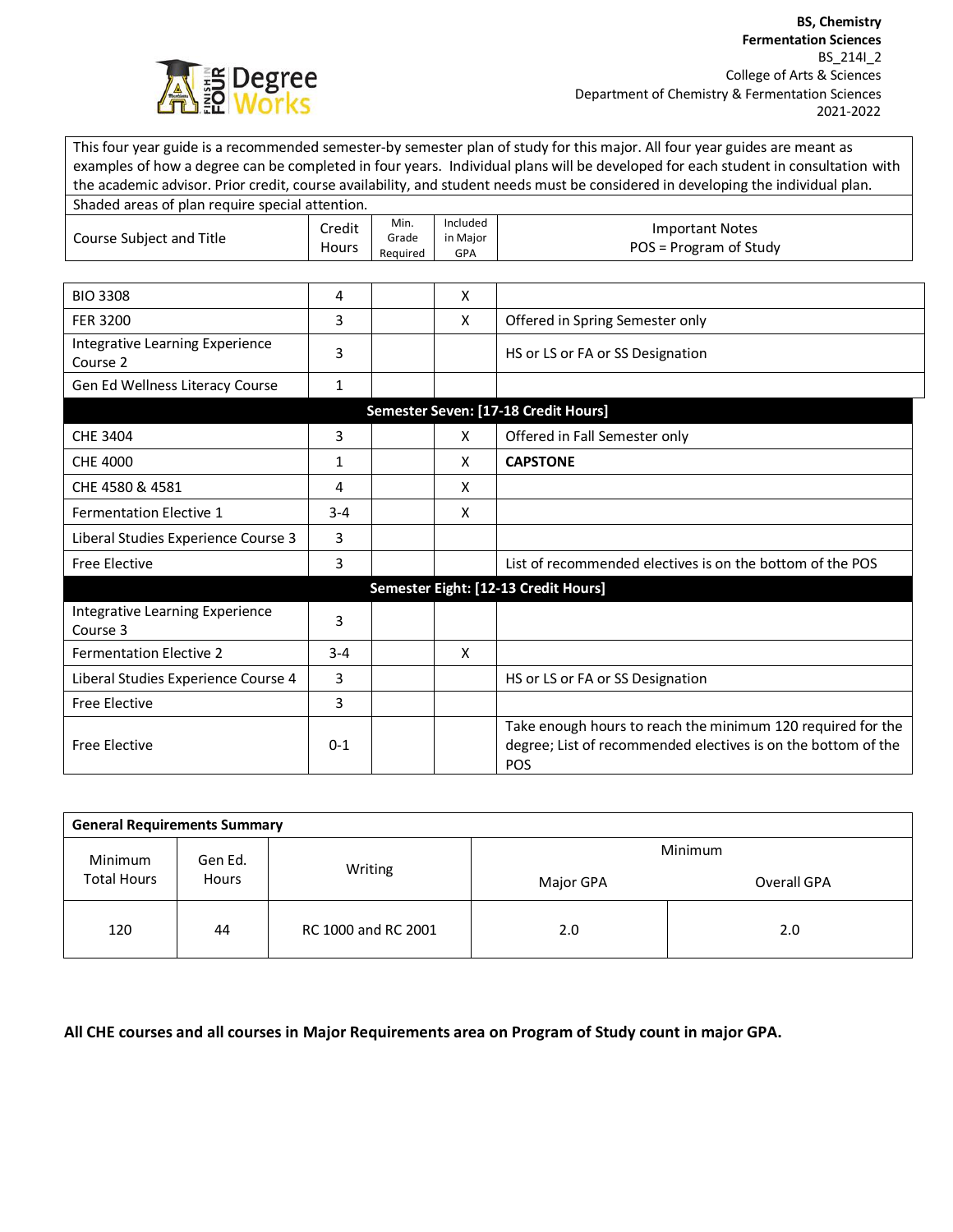BS, Chemistry
**Fermentation Sciences**
BS_214I_2
College of Arts & Sciences
Department of Chemistry & Fermentation Sciences
2021-2022

This four year guide is a recommended semester-by semester plan of study for this major. All four year guides are meant as examples of how a degree can be completed in four years. Individual plans will be developed for each student in consultation with the academic advisor. Prior credit, course availability, and student needs must be considered in developing the individual plan.

Shaded areas of plan require special attention.

| Course Subject and Title | Credit Hours | Min. Grade Required | Included in Major GPA | Important Notes POS = Program of Study |
|---|---|---|---|---|
| BIO 3308 | 4 | | X | |
| FER 3200 | 3 | | X | Offered in Spring Semester only |
| Integrative Learning Experience Course 2 | 3 | | | HS or LS or FA or SS Designation |
| Gen Ed Wellness Literacy Course | 1 | | | |
| **Semester Seven: [17-18 Credit Hours]** | | | | |
| CHE 3404 | 3 | | X | Offered in Fall Semester only |
| CHE 4000 | 1 | | X | **CAPSTONE** |
| CHE 4580 & 4581 | 4 | | X | |
| Fermentation Elective 1 | 3-4 | | X | |
| Liberal Studies Experience Course 3 | 3 | | | |
| Free Elective | 3 | | | List of recommended electives is on the bottom of the POS |
| **Semester Eight: [12-13 Credit Hours]** | | | | |
| Integrative Learning Experience Course 3 | 3 | | | |
| Fermentation Elective 2 | 3-4 | | X | |
| Liberal Studies Experience Course 4 | 3 | | | HS or LS or FA or SS Designation |
| Free Elective | 3 | | | |
| Free Elective | 0-1 | | | Take enough hours to reach the minimum 120 required for the degree; List of recommended electives is on the bottom of the POS |

**General Requirements Summary**

| Minimum Total Hours | Gen Ed. Hours | Writing | Minimum Major GPA | Minimum Overall GPA |
|---|---|---|---|---|
| 120 | 44 | RC 1000 and RC 2001 | 2.0 | 2.0 |

**All CHE courses and all courses in Major Requirements area on Program of Study count in major GPA.**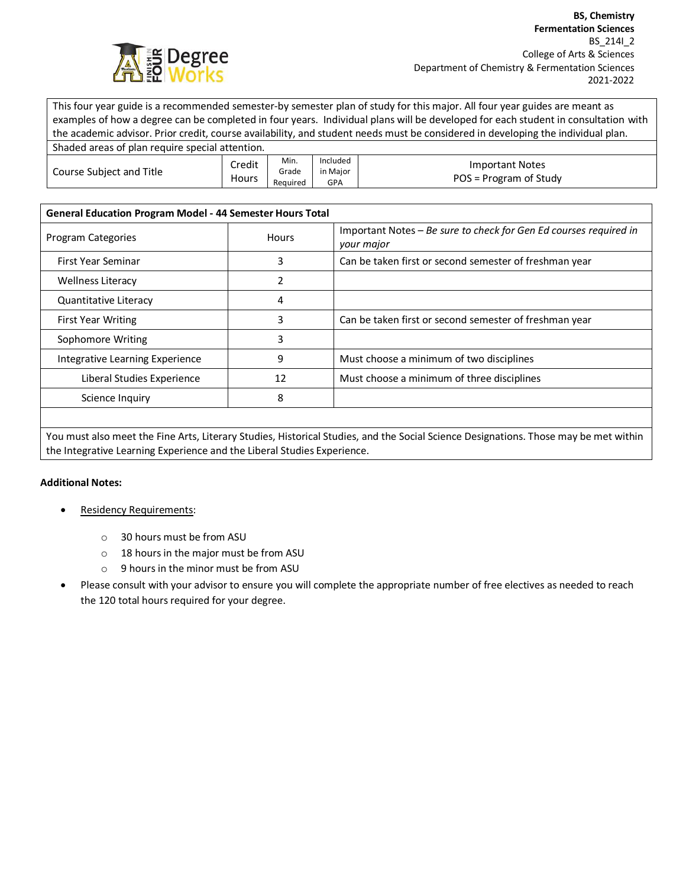**BS, Chemistry**
**Fermentation Sciences**
BS_214I_2
College of Arts & Sciences
Department of Chemistry & Fermentation Sciences
2021-2022

| | | | | |
|---|---|---|---|---|
| This four year guide is a recommended semester-by semester plan of study for this major. All four year guides are meant as examples of how a degree can be completed in four years. Individual plans will be developed for each student in consultation with the academic advisor. Prior credit, course availability, and student needs must be considered in developing the individual plan. | | | | |
| Shaded areas of plan require special attention. | | | | |
| Course Subject and Title | Credit Hours | Min. Grade Required | Included in Major GPA | Important Notes POS = Program of Study |

| General Education Program Model - 44 Semester Hours Total | | |
|---|---|---|
| Program Categories | Hours | Important Notes – *Be sure to check for Gen Ed courses required in your major* |
| First Year Seminar | 3 | Can be taken first or second semester of freshman year |
| Wellness Literacy | 2 | |
| Quantitative Literacy | 4 | |
| First Year Writing | 3 | Can be taken first or second semester of freshman year |
| Sophomore Writing | 3 | |
| Integrative Learning Experience | 9 | Must choose a minimum of two disciplines |
| Liberal Studies Experience | 12 | Must choose a minimum of three disciplines |
| Science Inquiry | 8 | |
| | | |
| You must also meet the Fine Arts, Literary Studies, Historical Studies, and the Social Science Designations. Those may be met within the Integrative Learning Experience and the Liberal Studies Experience. | | |

**Additional Notes:**

- Residency Requirements:
  - 30 hours must be from ASU
  - 18 hours in the major must be from ASU
  - 9 hours in the minor must be from ASU
- Please consult with your advisor to ensure you will complete the appropriate number of free electives as needed to reach the 120 total hours required for your degree.